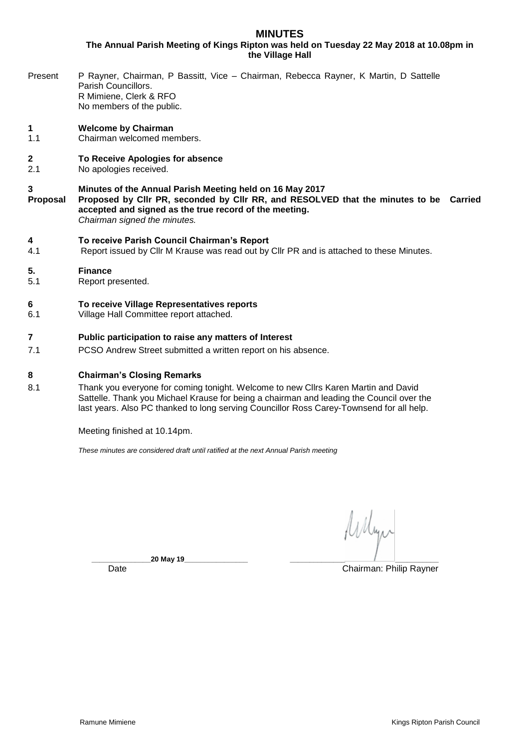# MINUTES

**The Annual Parish Meeting of Kings Ripton was held on Tuesday 22 May 2018 at 10.08pm in the Village Hall**

Present P Rayner, Chairman, P Bassitt, Vice – Chairman, Rebecca Rayner, K Martin, D Sattelle Parish Councillors.
R Mimiene, Clerk & RFO
No members of the public.

**1 Welcome by Chairman**

1.1 Chairman welcomed members.

**2 To Receive Apologies for absence**

2.1 No apologies received.

**3 Minutes of the Annual Parish Meeting held on 16 May 2017**

**Proposal** **Proposed by Cllr PR, seconded by Cllr RR, and RESOLVED that the minutes to be accepted and signed as the true record of the meeting.** **Carried**
*Chairman signed the minutes.*

**4 To receive Parish Council Chairman's Report**

4.1 Report issued by Cllr M Krause was read out by Cllr PR and is attached to these Minutes.

**5. Finance**

5.1 Report presented.

**6 To receive Village Representatives reports**

6.1 Village Hall Committee report attached.

**7 Public participation to raise any matters of Interest**

7.1 PCSO Andrew Street submitted a written report on his absence.

**8 Chairman's Closing Remarks**

8.1 Thank you everyone for coming tonight. Welcome to new Cllrs Karen Martin and David Sattelle. Thank you Michael Krause for being a chairman and leading the Council over the last years. Also PC thanked to long serving Councillor Ross Carey-Townsend for all help.

Meeting finished at 10.14pm.

*These minutes are considered draft until ratified at the next Annual Parish meeting*

**20 May 19**
Date

Chairman: Philip Rayner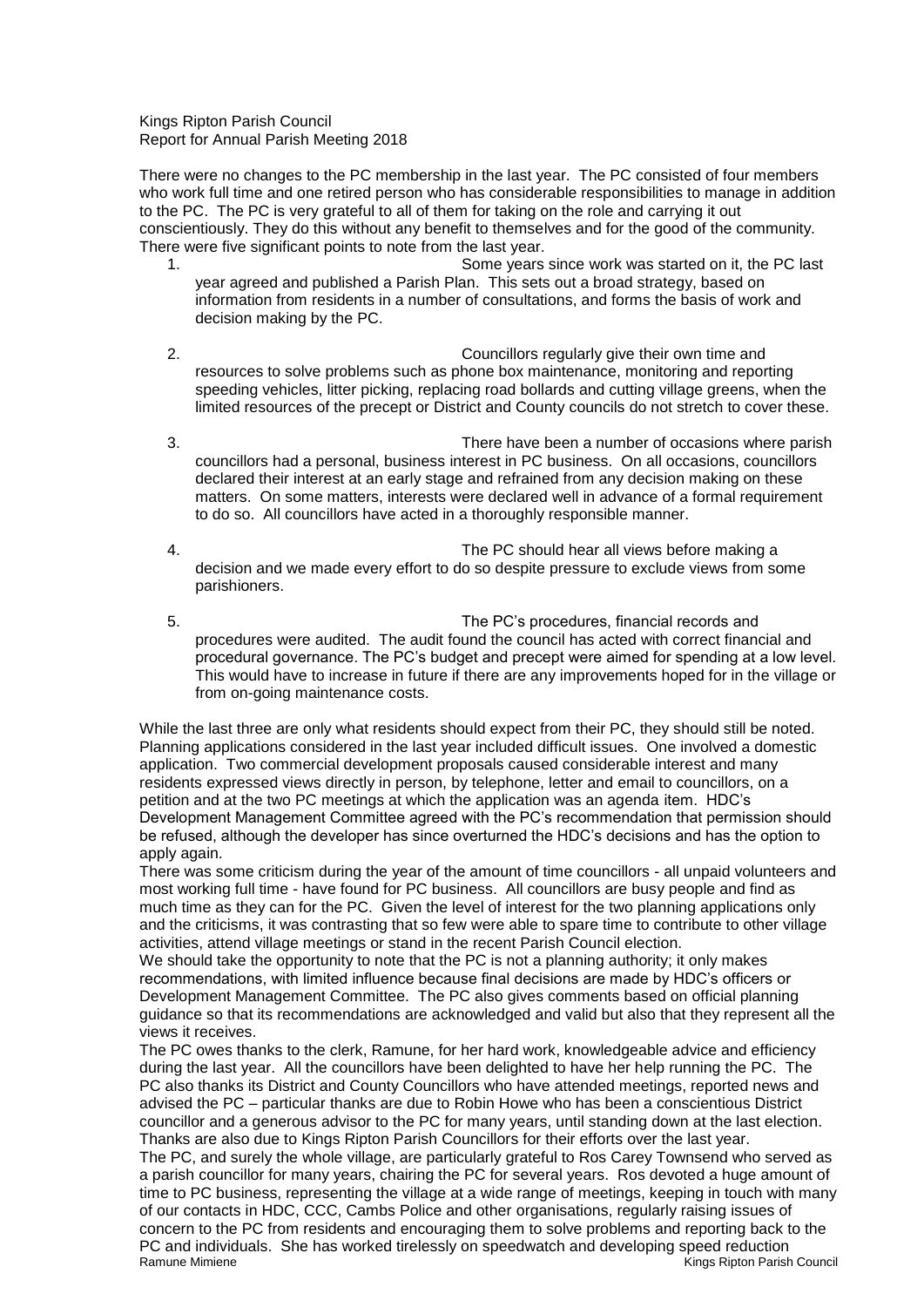Kings Ripton Parish Council
Report for Annual Parish Meeting 2018

There were no changes to the PC membership in the last year. The PC consisted of four members who work full time and one retired person who has considerable responsibilities to manage in addition to the PC. The PC is very grateful to all of them for taking on the role and carrying it out conscientiously. They do this without any benefit to themselves and for the good of the community. There were five significant points to note from the last year.

1. Some years since work was started on it, the PC last year agreed and published a Parish Plan. This sets out a broad strategy, based on information from residents in a number of consultations, and forms the basis of work and decision making by the PC.

2. Councillors regularly give their own time and resources to solve problems such as phone box maintenance, monitoring and reporting speeding vehicles, litter picking, replacing road bollards and cutting village greens, when the limited resources of the precept or District and County councils do not stretch to cover these.

3. There have been a number of occasions where parish councillors had a personal, business interest in PC business. On all occasions, councillors declared their interest at an early stage and refrained from any decision making on these matters. On some matters, interests were declared well in advance of a formal requirement to do so. All councillors have acted in a thoroughly responsible manner.

4. The PC should hear all views before making a decision and we made every effort to do so despite pressure to exclude views from some parishioners.

5. The PC's procedures, financial records and procedures were audited. The audit found the council has acted with correct financial and procedural governance. The PC's budget and precept were aimed for spending at a low level. This would have to increase in future if there are any improvements hoped for in the village or from on-going maintenance costs.

While the last three are only what residents should expect from their PC, they should still be noted. Planning applications considered in the last year included difficult issues. One involved a domestic application. Two commercial development proposals caused considerable interest and many residents expressed views directly in person, by telephone, letter and email to councillors, on a petition and at the two PC meetings at which the application was an agenda item. HDC's Development Management Committee agreed with the PC's recommendation that permission should be refused, although the developer has since overturned the HDC's decisions and has the option to apply again.

There was some criticism during the year of the amount of time councillors - all unpaid volunteers and most working full time - have found for PC business. All councillors are busy people and find as much time as they can for the PC. Given the level of interest for the two planning applications only and the criticisms, it was contrasting that so few were able to spare time to contribute to other village activities, attend village meetings or stand in the recent Parish Council election.

We should take the opportunity to note that the PC is not a planning authority; it only makes recommendations, with limited influence because final decisions are made by HDC's officers or Development Management Committee. The PC also gives comments based on official planning guidance so that its recommendations are acknowledged and valid but also that they represent all the views it receives.

The PC owes thanks to the clerk, Ramune, for her hard work, knowledgeable advice and efficiency during the last year. All the councillors have been delighted to have her help running the PC. The PC also thanks its District and County Councillors who have attended meetings, reported news and advised the PC – particular thanks are due to Robin Howe who has been a conscientious District councillor and a generous advisor to the PC for many years, until standing down at the last election. Thanks are also due to Kings Ripton Parish Councillors for their efforts over the last year.

The PC, and surely the whole village, are particularly grateful to Ros Carey Townsend who served as a parish councillor for many years, chairing the PC for several years. Ros devoted a huge amount of time to PC business, representing the village at a wide range of meetings, keeping in touch with many of our contacts in HDC, CCC, Cambs Police and other organisations, regularly raising issues of concern to the PC from residents and encouraging them to solve problems and reporting back to the PC and individuals. She has worked tirelessly on speedwatch and developing speed reduction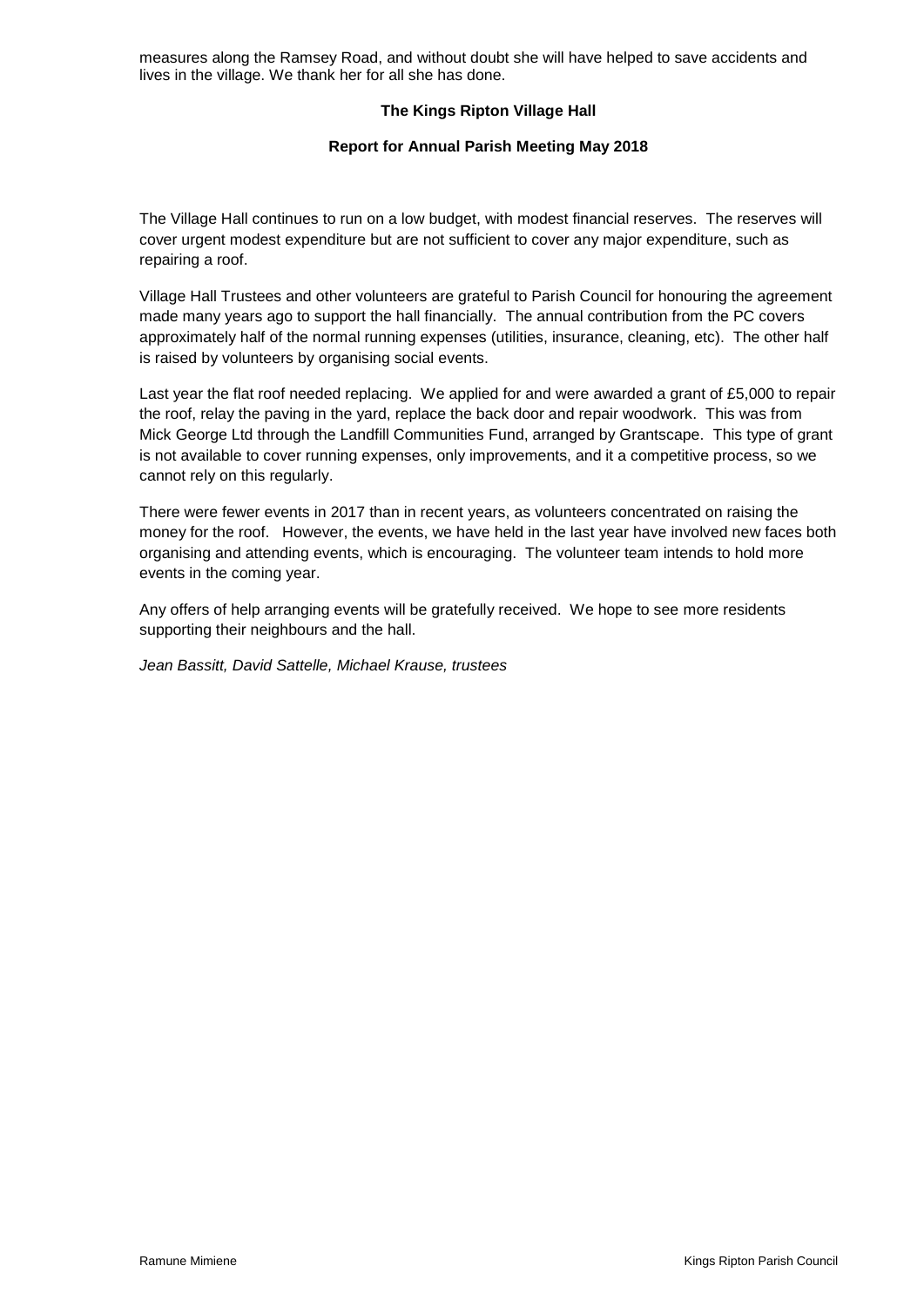measures along the Ramsey Road, and without doubt she will have helped to save accidents and lives in the village. We thank her for all she has done.

## The Kings Ripton Village Hall

### Report for Annual Parish Meeting May 2018

The Village Hall continues to run on a low budget, with modest financial reserves. The reserves will cover urgent modest expenditure but are not sufficient to cover any major expenditure, such as repairing a roof.

Village Hall Trustees and other volunteers are grateful to Parish Council for honouring the agreement made many years ago to support the hall financially. The annual contribution from the PC covers approximately half of the normal running expenses (utilities, insurance, cleaning, etc). The other half is raised by volunteers by organising social events.

Last year the flat roof needed replacing. We applied for and were awarded a grant of £5,000 to repair the roof, relay the paving in the yard, replace the back door and repair woodwork. This was from Mick George Ltd through the Landfill Communities Fund, arranged by Grantscape. This type of grant is not available to cover running expenses, only improvements, and it a competitive process, so we cannot rely on this regularly.

There were fewer events in 2017 than in recent years, as volunteers concentrated on raising the money for the roof. However, the events, we have held in the last year have involved new faces both organising and attending events, which is encouraging. The volunteer team intends to hold more events in the coming year.

Any offers of help arranging events will be gratefully received. We hope to see more residents supporting their neighbours and the hall.

*Jean Bassitt, David Sattelle, Michael Krause, trustees*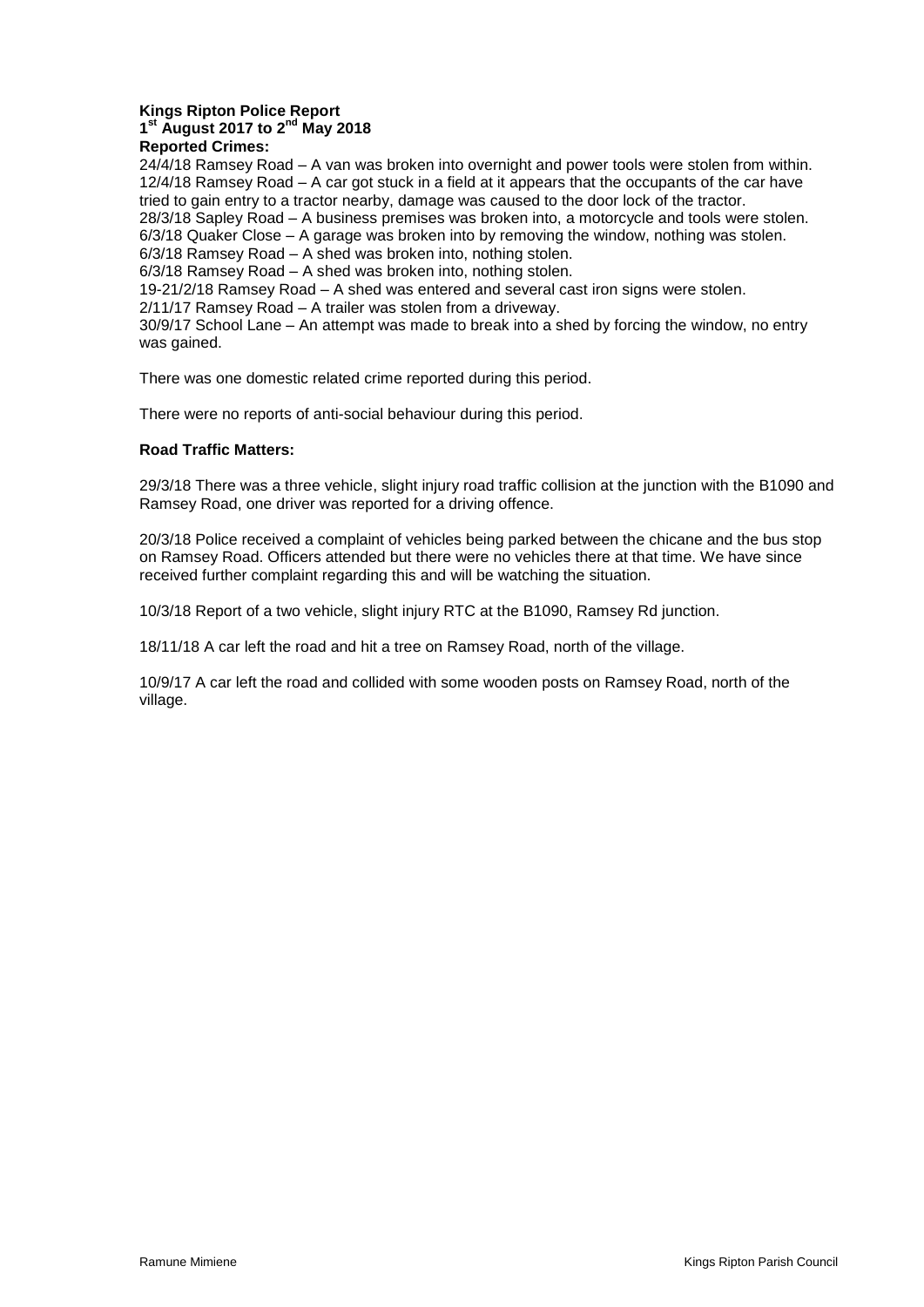**Kings Ripton Police Report**
**1st August 2017 to 2nd May 2018**
**Reported Crimes:**

24/4/18 Ramsey Road – A van was broken into overnight and power tools were stolen from within.
12/4/18 Ramsey Road – A car got stuck in a field at it appears that the occupants of the car have tried to gain entry to a tractor nearby, damage was caused to the door lock of the tractor.
28/3/18 Sapley Road – A business premises was broken into, a motorcycle and tools were stolen.
6/3/18 Quaker Close – A garage was broken into by removing the window, nothing was stolen.
6/3/18 Ramsey Road – A shed was broken into, nothing stolen.
6/3/18 Ramsey Road – A shed was broken into, nothing stolen.
19-21/2/18 Ramsey Road – A shed was entered and several cast iron signs were stolen.
2/11/17 Ramsey Road – A trailer was stolen from a driveway.
30/9/17 School Lane – An attempt was made to break into a shed by forcing the window, no entry was gained.

There was one domestic related crime reported during this period.

There were no reports of anti-social behaviour during this period.

**Road Traffic Matters:**

29/3/18 There was a three vehicle, slight injury road traffic collision at the junction with the B1090 and Ramsey Road, one driver was reported for a driving offence.

20/3/18 Police received a complaint of vehicles being parked between the chicane and the bus stop on Ramsey Road. Officers attended but there were no vehicles there at that time. We have since received further complaint regarding this and will be watching the situation.

10/3/18 Report of a two vehicle, slight injury RTC at the B1090, Ramsey Rd junction.

18/11/18 A car left the road and hit a tree on Ramsey Road, north of the village.

10/9/17 A car left the road and collided with some wooden posts on Ramsey Road, north of the village.